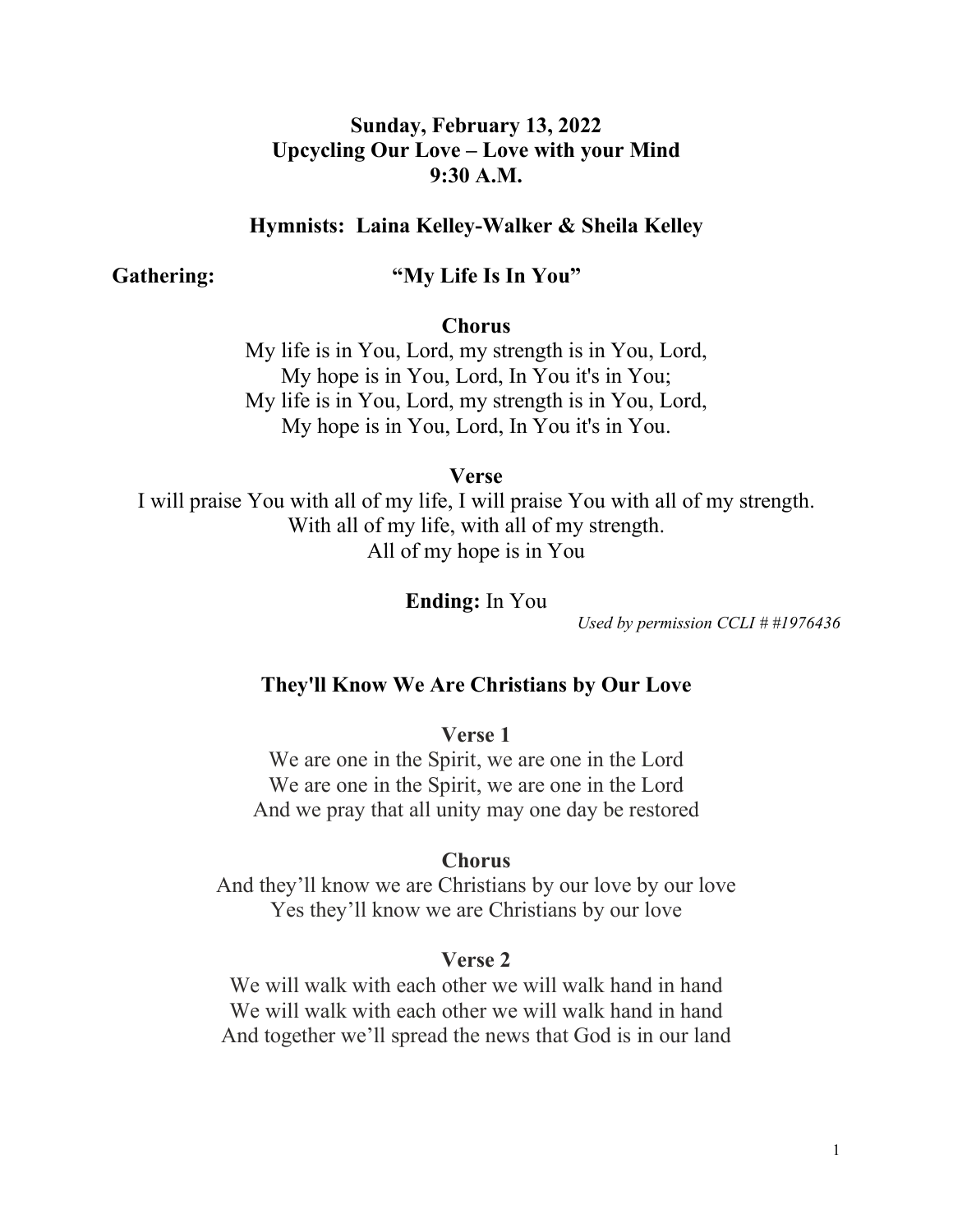**Sunday, February 13, 2022**
**Upcycling Our Love – Love with your Mind**
**9:30 A.M.**

**Hymnists: Laina Kelley-Walker & Sheila Kelley**

**Gathering: "My Life Is In You"**

**Chorus**

My life is in You, Lord, my strength is in You, Lord,
My hope is in You, Lord, In You it's in You;
My life is in You, Lord, my strength is in You, Lord,
My hope is in You, Lord, In You it's in You.

**Verse**

I will praise You with all of my life, I will praise You with all of my strength.
With all of my life, with all of my strength.
All of my hope is in You

**Ending:** In You

*Used by permission CCLI # #1976436*

**They'll Know We Are Christians by Our Love**

**Verse 1**

We are one in the Spirit, we are one in the Lord
We are one in the Spirit, we are one in the Lord
And we pray that all unity may one day be restored

**Chorus**

And they'll know we are Christians by our love by our love
Yes they'll know we are Christians by our love

**Verse 2**

We will walk with each other we will walk hand in hand
We will walk with each other we will walk hand in hand
And together we'll spread the news that God is in our land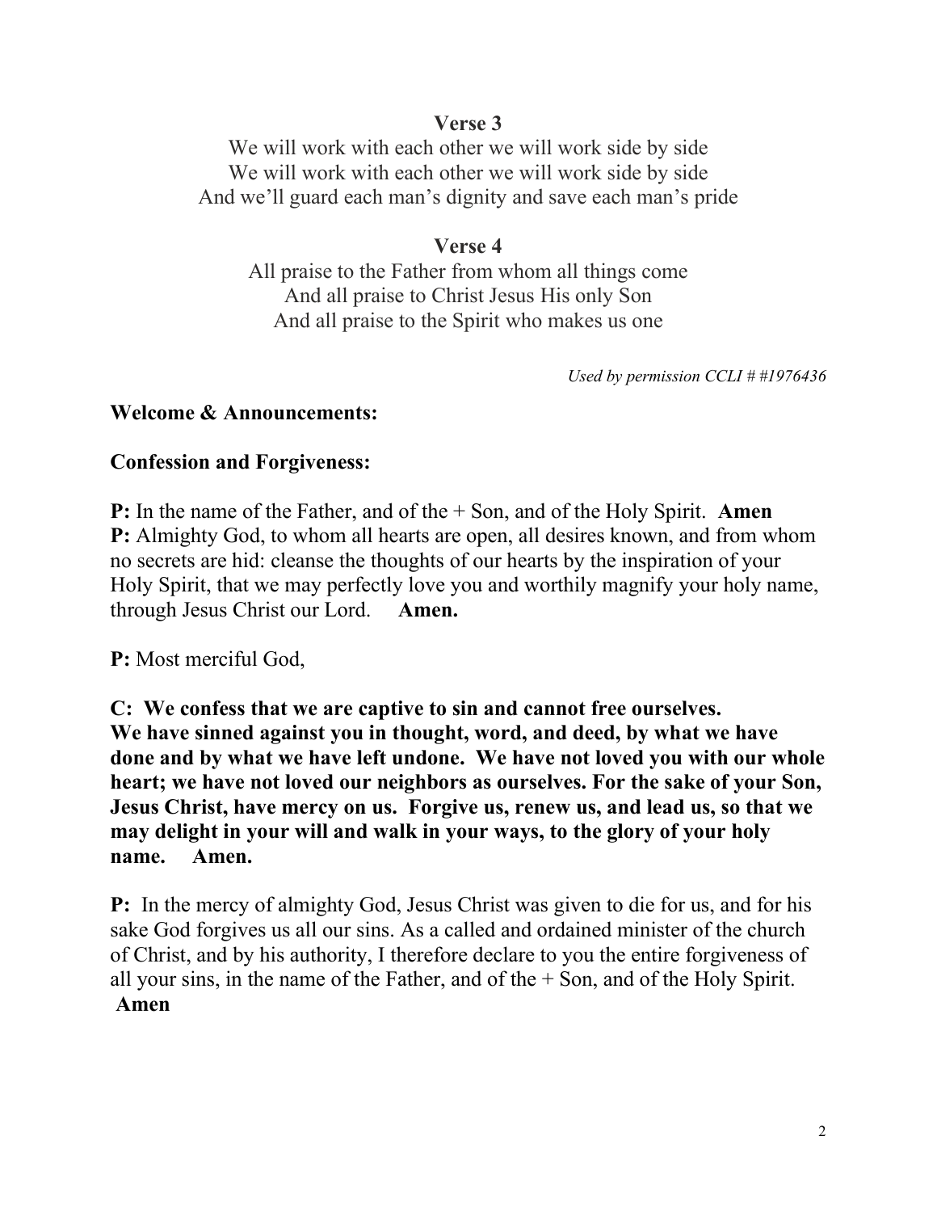**Verse 3**

We will work with each other we will work side by side
We will work with each other we will work side by side
And we'll guard each man's dignity and save each man's pride

**Verse 4**

All praise to the Father from whom all things come
And all praise to Christ Jesus His only Son
And all praise to the Spirit who makes us one

*Used by permission CCLI # #1976436*

**Welcome & Announcements:**

**Confession and Forgiveness:**

**P:** In the name of the Father, and of the + Son, and of the Holy Spirit. **Amen**
**P:** Almighty God, to whom all hearts are open, all desires known, and from whom no secrets are hid: cleanse the thoughts of our hearts by the inspiration of your Holy Spirit, that we may perfectly love you and worthily magnify your holy name, through Jesus Christ our Lord. **Amen.**

**P:** Most merciful God,

**C: We confess that we are captive to sin and cannot free ourselves. We have sinned against you in thought, word, and deed, by what we have done and by what we have left undone. We have not loved you with our whole heart; we have not loved our neighbors as ourselves. For the sake of your Son, Jesus Christ, have mercy on us. Forgive us, renew us, and lead us, so that we may delight in your will and walk in your ways, to the glory of your holy name. Amen.**

**P:** In the mercy of almighty God, Jesus Christ was given to die for us, and for his sake God forgives us all our sins. As a called and ordained minister of the church of Christ, and by his authority, I therefore declare to you the entire forgiveness of all your sins, in the name of the Father, and of the + Son, and of the Holy Spirit. **Amen**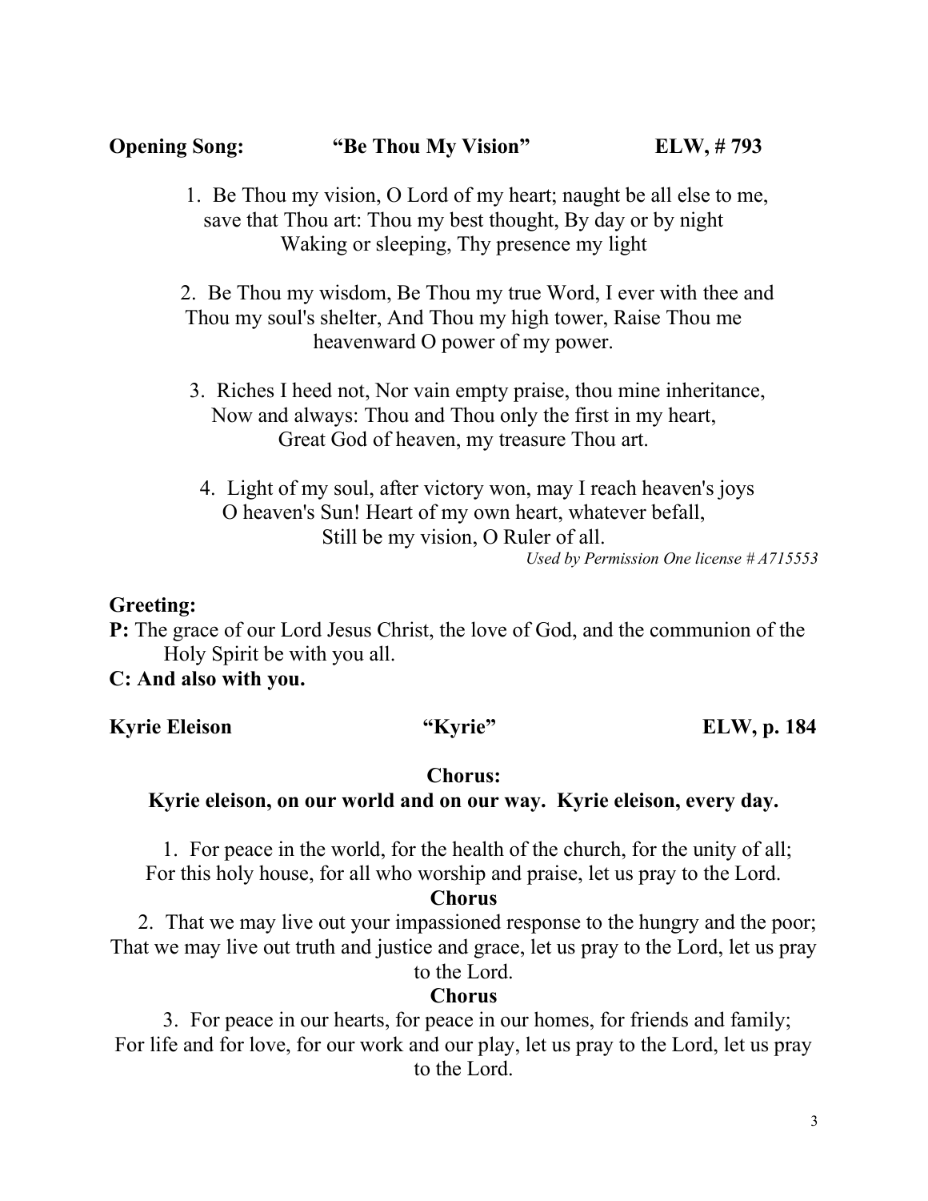**Opening Song:** **"Be Thou My Vision"** **ELW, # 793**

1. Be Thou my vision, O Lord of my heart; naught be all else to me, save that Thou art: Thou my best thought, By day or by night Waking or sleeping, Thy presence my light

2. Be Thou my wisdom, Be Thou my true Word, I ever with thee and Thou my soul's shelter, And Thou my high tower, Raise Thou me heavenward O power of my power.

3. Riches I heed not, Nor vain empty praise, thou mine inheritance, Now and always: Thou and Thou only the first in my heart, Great God of heaven, my treasure Thou art.

4. Light of my soul, after victory won, may I reach heaven's joys O heaven's Sun! Heart of my own heart, whatever befall, Still be my vision, O Ruler of all.

*Used by Permission One license # A715553*

**Greeting:**

**P:** The grace of our Lord Jesus Christ, the love of God, and the communion of the Holy Spirit be with you all.

**C: And also with you.**

**Kyrie Eleison** **"Kyrie"** **ELW, p. 184**

**Chorus:**

**Kyrie eleison, on our world and on our way. Kyrie eleison, every day.**

1. For peace in the world, for the health of the church, for the unity of all; For this holy house, for all who worship and praise, let us pray to the Lord.

**Chorus**

2. That we may live out your impassioned response to the hungry and the poor; That we may live out truth and justice and grace, let us pray to the Lord, let us pray to the Lord.

**Chorus**

3. For peace in our hearts, for peace in our homes, for friends and family; For life and for love, for our work and our play, let us pray to the Lord, let us pray to the Lord.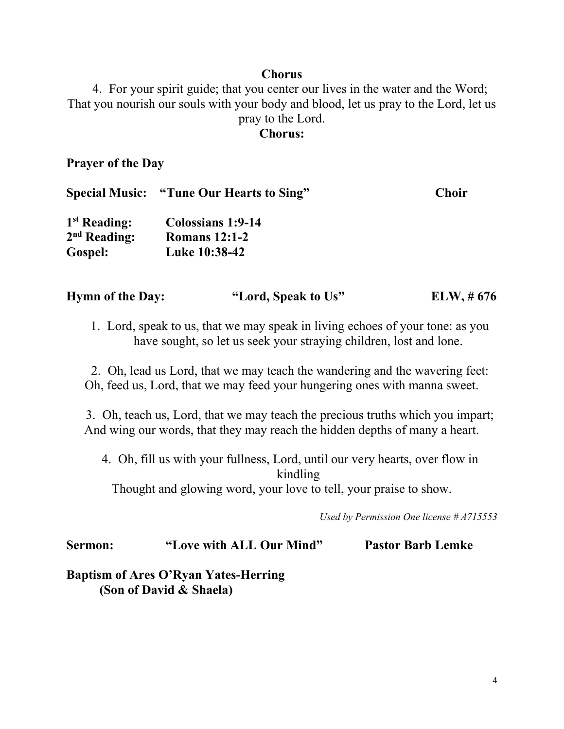**Chorus**

4. For your spirit guide; that you center our lives in the water and the Word; That you nourish our souls with your body and blood, let us pray to the Lord, let us pray to the Lord.

**Chorus:**

**Prayer of the Day**

**Special Music: "Tune Our Hearts to Sing" Choir**

**1st Reading: Colossians 1:9-14**
**2nd Reading: Romans 12:1-2**
**Gospel: Luke 10:38-42**

**Hymn of the Day: "Lord, Speak to Us" ELW, # 676**

1. Lord, speak to us, that we may speak in living echoes of your tone: as you have sought, so let us seek your straying children, lost and lone.

2. Oh, lead us Lord, that we may teach the wandering and the wavering feet: Oh, feed us, Lord, that we may feed your hungering ones with manna sweet.

3. Oh, teach us, Lord, that we may teach the precious truths which you impart; And wing our words, that they may reach the hidden depths of many a heart.

4. Oh, fill us with your fullness, Lord, until our very hearts, over flow in kindling
Thought and glowing word, your love to tell, your praise to show.

*Used by Permission One license # A715553*

**Sermon: "Love with ALL Our Mind" Pastor Barb Lemke**

**Baptism of Ares O'Ryan Yates-Herring**
**(Son of David & Shaela)**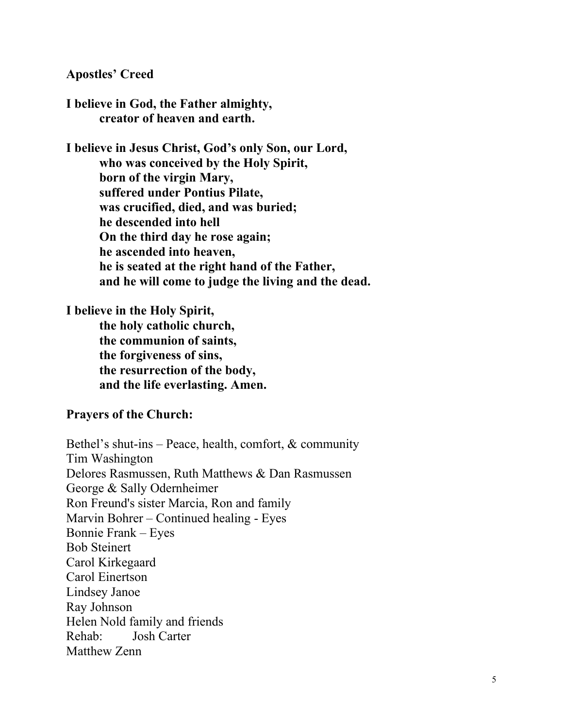**Apostles' Creed**

**I believe in God, the Father almighty,**
**creator of heaven and earth.**

**I believe in Jesus Christ, God's only Son, our Lord,**
**who was conceived by the Holy Spirit,**
**born of the virgin Mary,**
**suffered under Pontius Pilate,**
**was crucified, died, and was buried;**
**he descended into hell**
**On the third day he rose again;**
**he ascended into heaven,**
**he is seated at the right hand of the Father,**
**and he will come to judge the living and the dead.**

**I believe in the Holy Spirit,**
**the holy catholic church,**
**the communion of saints,**
**the forgiveness of sins,**
**the resurrection of the body,**
**and the life everlasting. Amen.**

**Prayers of the Church:**

Bethel's shut-ins – Peace, health, comfort, & community
Tim Washington
Delores Rasmussen, Ruth Matthews & Dan Rasmussen
George & Sally Odernheimer
Ron Freund's sister Marcia, Ron and family
Marvin Bohrer – Continued healing - Eyes
Bonnie Frank – Eyes
Bob Steinert
Carol Kirkegaard
Carol Einertson
Lindsey Janoe
Ray Johnson
Helen Nold family and friends
Rehab: Josh Carter
Matthew Zenn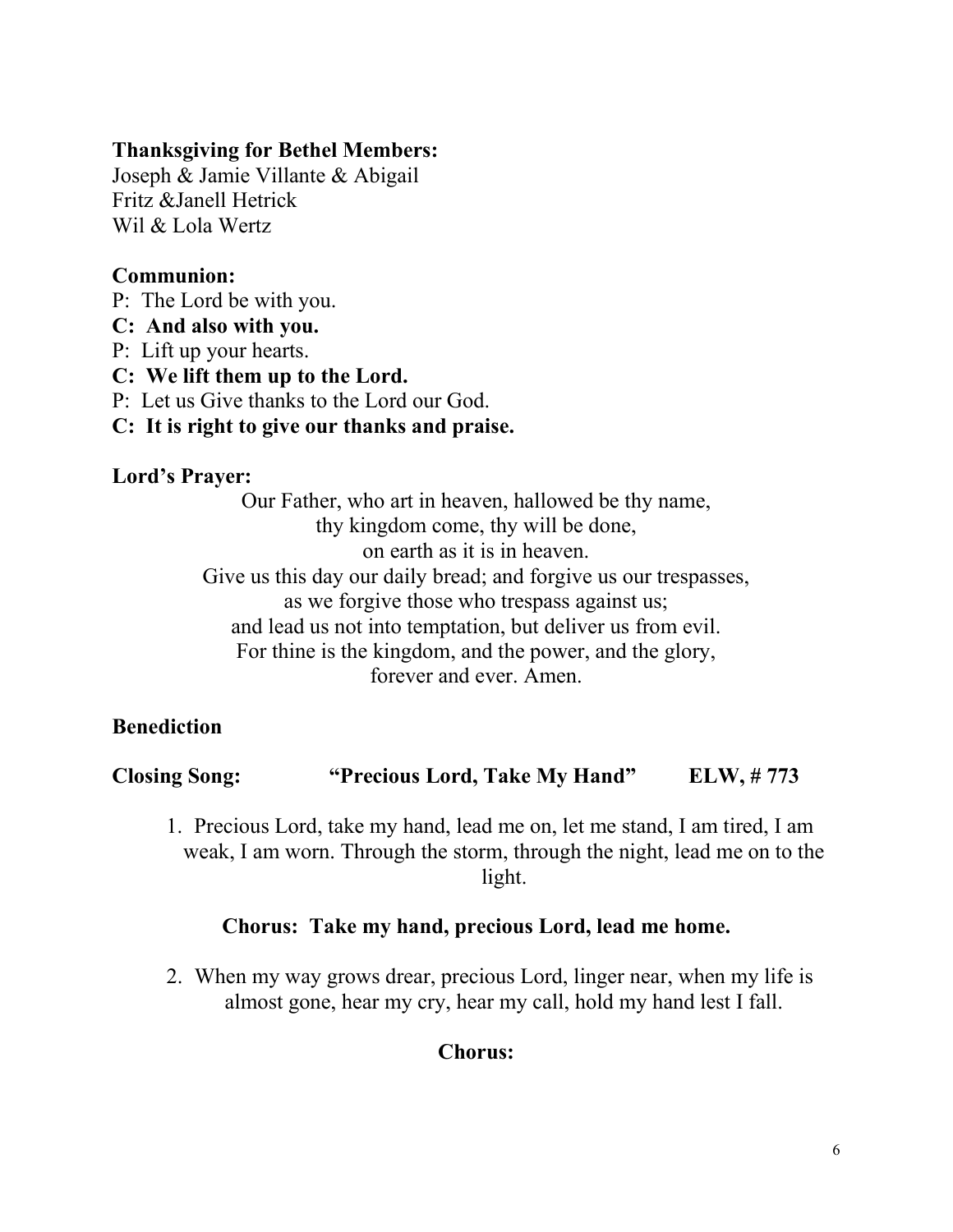**Thanksgiving for Bethel Members:**
Joseph & Jamie Villante & Abigail
Fritz &Janell Hetrick
Wil & Lola Wertz

**Communion:**
P: The Lord be with you.
**C: And also with you.**
P: Lift up your hearts.
**C: We lift them up to the Lord.**
P: Let us Give thanks to the Lord our God.
**C: It is right to give our thanks and praise.**

**Lord's Prayer:**

Our Father, who art in heaven, hallowed be thy name,
thy kingdom come, thy will be done,
on earth as it is in heaven.
Give us this day our daily bread; and forgive us our trespasses,
as we forgive those who trespass against us;
and lead us not into temptation, but deliver us from evil.
For thine is the kingdom, and the power, and the glory,
forever and ever. Amen.

**Benediction**

**Closing Song: "Precious Lord, Take My Hand" ELW, # 773**

1. Precious Lord, take my hand, lead me on, let me stand, I am tired, I am weak, I am worn. Through the storm, through the night, lead me on to the light.

**Chorus: Take my hand, precious Lord, lead me home.**

2. When my way grows drear, precious Lord, linger near, when my life is almost gone, hear my cry, hear my call, hold my hand lest I fall.

**Chorus:**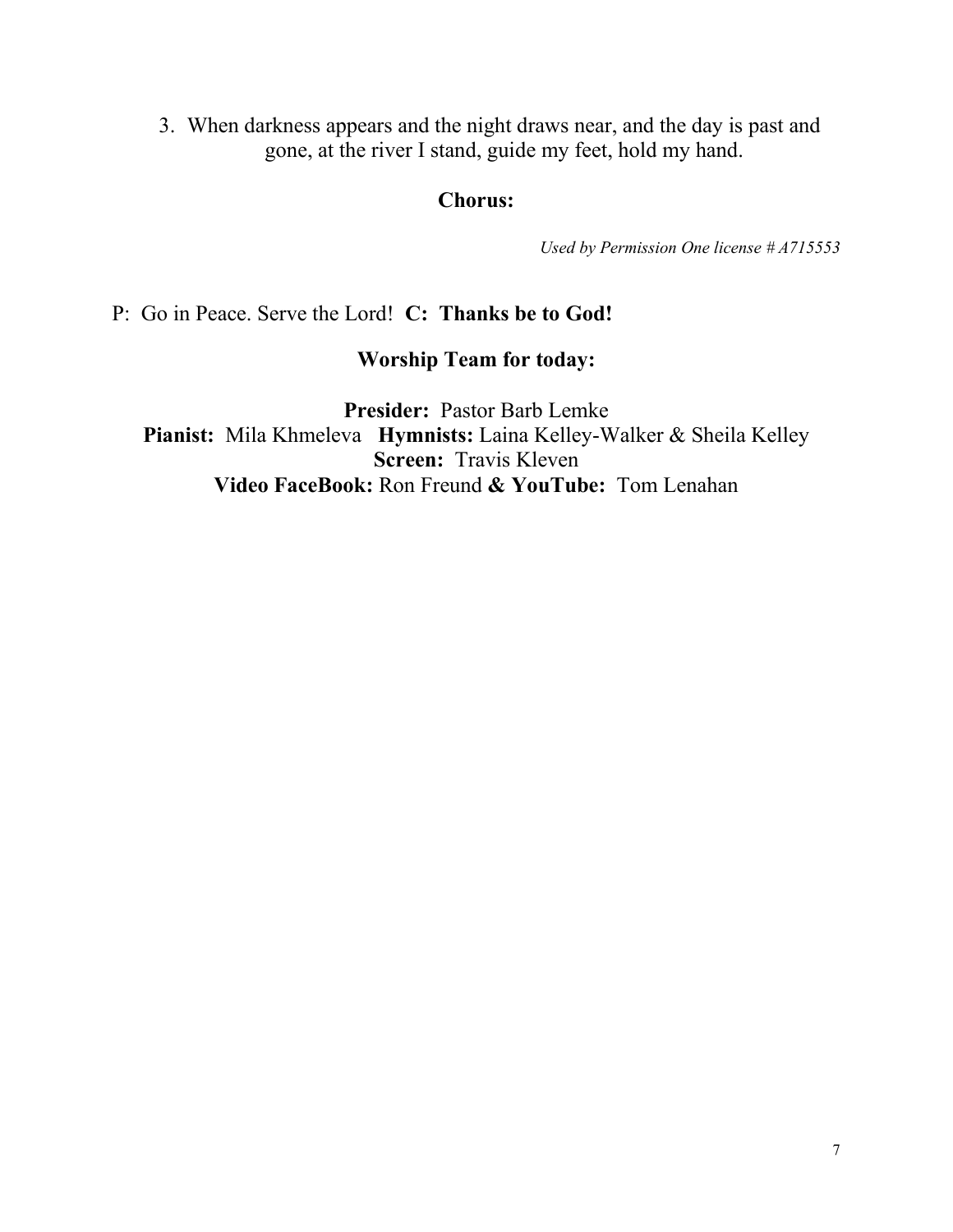3. When darkness appears and the night draws near, and the day is past and gone, at the river I stand, guide my feet, hold my hand.

**Chorus:**

*Used by Permission One license # A715553*

P: Go in Peace. Serve the Lord! **C: Thanks be to God!**

**Worship Team for today:**

**Presider:** Pastor Barb Lemke
**Pianist:** Mila Khmeleva **Hymnists:** Laina Kelley-Walker & Sheila Kelley
**Screen:** Travis Kleven
**Video FaceBook:** Ron Freund **& YouTube:** Tom Lenahan